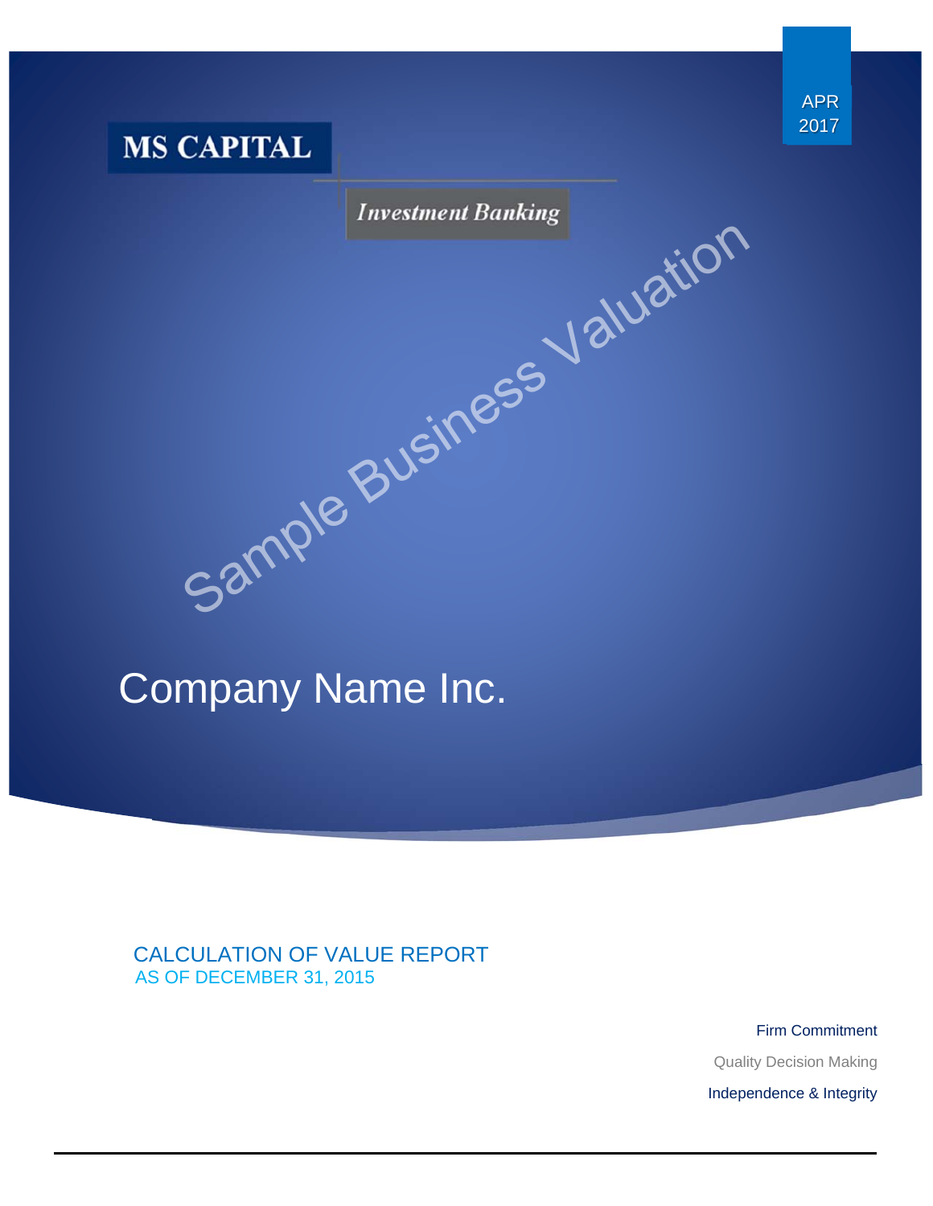APR
2017

**MS CAPITAL**

*Investment Banking*

Sample Business Valuation

# Company Name Inc.

## CALCULATION OF VALUE REPORT
AS OF DECEMBER 31, 2015

Firm Commitment

Quality Decision Making

Independence & Integrity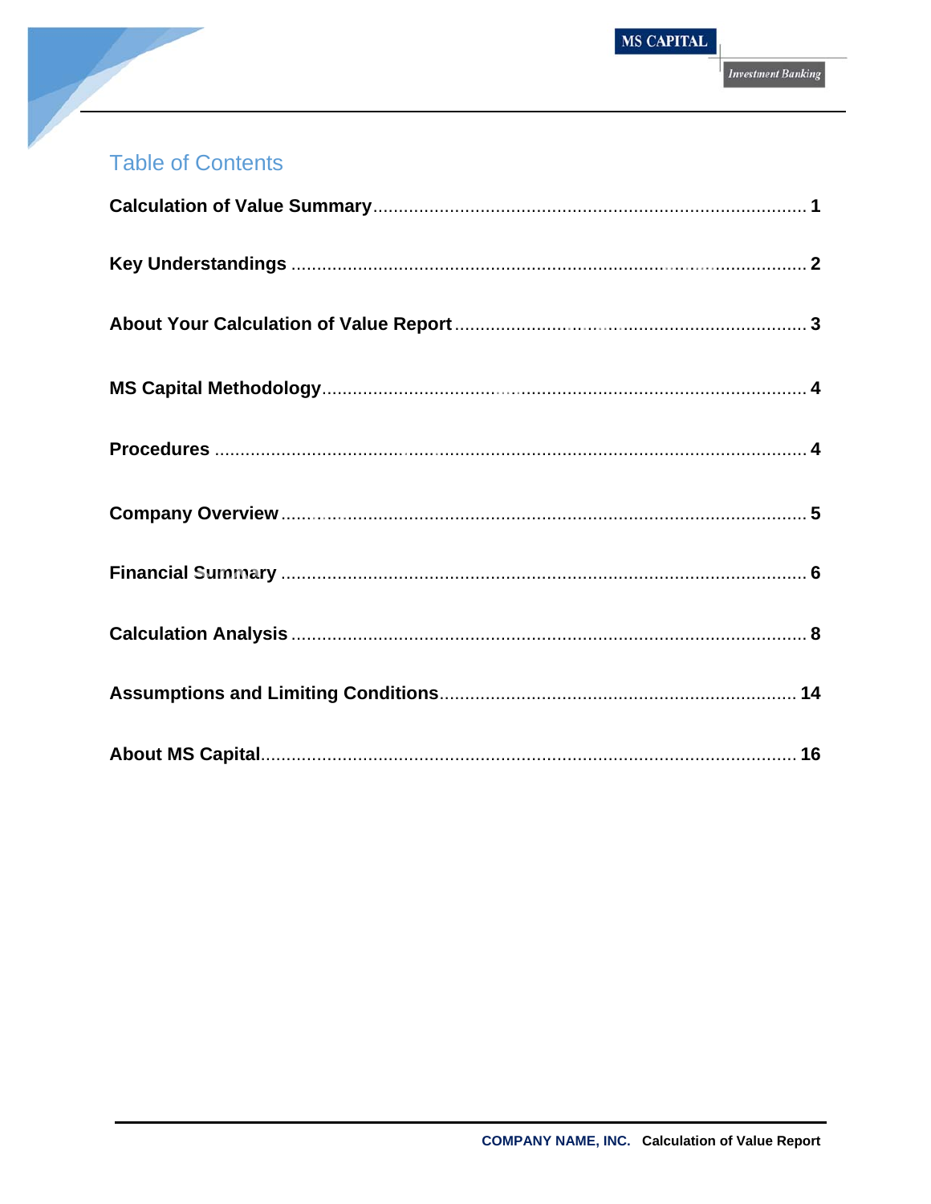# Table of Contents

**Calculation of Value Summary** .......... **1**

**Key Understandings** .......... **2**

**About Your Calculation of Value Report** .......... **3**

**MS Capital Methodology** .......... **4**

**Procedures** .......... **4**

**Company Overview** .......... **5**

**Financial Summary** .......... **6**

**Calculation Analysis** .......... **8**

**Assumptions and Limiting Conditions** .......... **14**

**About MS Capital** .......... **16**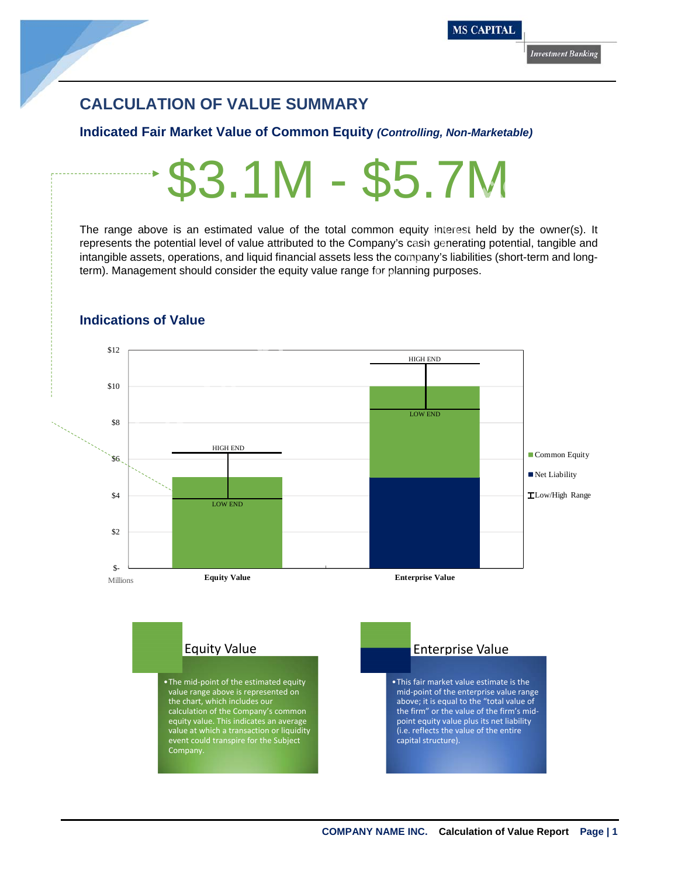## CALCULATION OF VALUE SUMMARY

### Indicated Fair Market Value of Common Equity *(Controlling, Non-Marketable)*

# $3.1M - $5.7M

The range above is an estimated value of the total common equity interest held by the owner(s). It represents the potential level of value attributed to the Company's cash generating potential, tangible and intangible assets, operations, and liquid financial assets less the company's liabilities (short-term and long-term). Management should consider the equity value range for planning purposes.

### Indications of Value

| | Equity Value | Enterprise Value |
|---|---|---|
| HIGH END | HIGH END | HIGH END |
| LOW END | LOW END | LOW END |

Legend: Common Equity; Net Liability; Low/High Range

Axis: $- , $2, $4, $6, $8, $10, $12 (Millions)

**Equity Value**

- The mid-point of the estimated equity value range above is represented on the chart, which includes our calculation of the Company's common equity value. This indicates an average value at which a transaction or liquidity event could transpire for the Subject Company.

**Enterprise Value**

- This fair market value estimate is the mid-point of the enterprise value range above; it is equal to the "total value of the firm" or the value of the firm's mid-point equity value plus its net liability (i.e. reflects the value of the entire capital structure).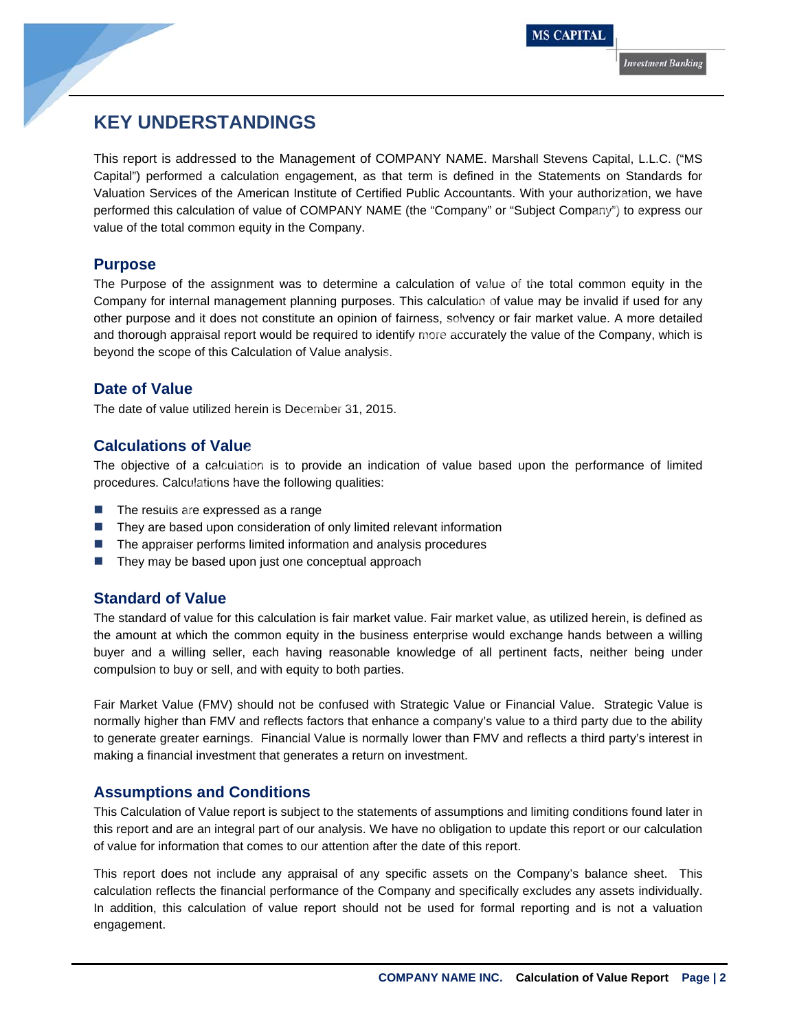# KEY UNDERSTANDINGS

This report is addressed to the Management of COMPANY NAME. Marshall Stevens Capital, L.L.C. ("MS Capital") performed a calculation engagement, as that term is defined in the Statements on Standards for Valuation Services of the American Institute of Certified Public Accountants. With your authorization, we have performed this calculation of value of COMPANY NAME (the "Company" or "Subject Company") to express our value of the total common equity in the Company.

## Purpose

The Purpose of the assignment was to determine a calculation of value of the total common equity in the Company for internal management planning purposes. This calculation of value may be invalid if used for any other purpose and it does not constitute an opinion of fairness, solvency or fair market value. A more detailed and thorough appraisal report would be required to identify more accurately the value of the Company, which is beyond the scope of this Calculation of Value analysis.

## Date of Value

The date of value utilized herein is December 31, 2015.

## Calculations of Value

The objective of a calculation is to provide an indication of value based upon the performance of limited procedures. Calculations have the following qualities:

- The results are expressed as a range
- They are based upon consideration of only limited relevant information
- The appraiser performs limited information and analysis procedures
- They may be based upon just one conceptual approach

## Standard of Value

The standard of value for this calculation is fair market value. Fair market value, as utilized herein, is defined as the amount at which the common equity in the business enterprise would exchange hands between a willing buyer and a willing seller, each having reasonable knowledge of all pertinent facts, neither being under compulsion to buy or sell, and with equity to both parties.

Fair Market Value (FMV) should not be confused with Strategic Value or Financial Value. Strategic Value is normally higher than FMV and reflects factors that enhance a company's value to a third party due to the ability to generate greater earnings. Financial Value is normally lower than FMV and reflects a third party's interest in making a financial investment that generates a return on investment.

## Assumptions and Conditions

This Calculation of Value report is subject to the statements of assumptions and limiting conditions found later in this report and are an integral part of our analysis. We have no obligation to update this report or our calculation of value for information that comes to our attention after the date of this report.

This report does not include any appraisal of any specific assets on the Company's balance sheet. This calculation reflects the financial performance of the Company and specifically excludes any assets individually. In addition, this calculation of value report should not be used for formal reporting and is not a valuation engagement.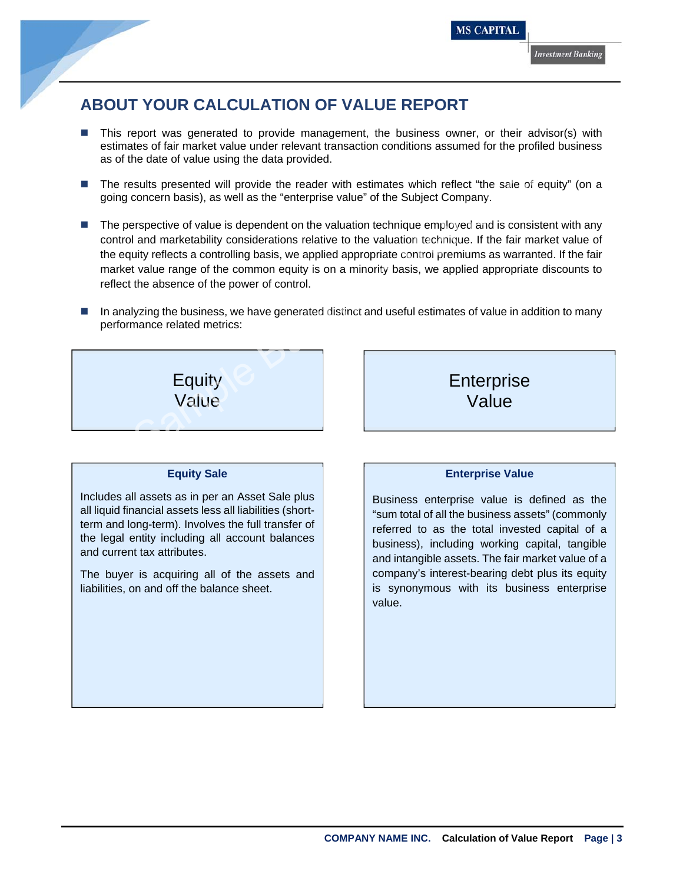## ABOUT YOUR CALCULATION OF VALUE REPORT

- This report was generated to provide management, the business owner, or their advisor(s) with estimates of fair market value under relevant transaction conditions assumed for the profiled business as of the date of value using the data provided.
- The results presented will provide the reader with estimates which reflect "the sale of equity" (on a going concern basis), as well as the "enterprise value" of the Subject Company.
- The perspective of value is dependent on the valuation technique employed and is consistent with any control and marketability considerations relative to the valuation technique. If the fair market value of the equity reflects a controlling basis, we applied appropriate control premiums as warranted. If the fair market value range of the common equity is on a minority basis, we applied appropriate discounts to reflect the absence of the power of control.
- In analyzing the business, we have generated distinct and useful estimates of value in addition to many performance related metrics:

| Equity Value | Enterprise Value |
|---|---|
| **Equity Sale**<br><br>Includes all assets as in per an Asset Sale plus all liquid financial assets less all liabilities (short-term and long-term). Involves the full transfer of the legal entity including all account balances and current tax attributes.<br><br>The buyer is acquiring all of the assets and liabilities, on and off the balance sheet. | **Enterprise Value**<br><br>Business enterprise value is defined as the "sum total of all the business assets" (commonly referred to as the total invested capital of a business), including working capital, tangible and intangible assets. The fair market value of a company's interest-bearing debt plus its equity is synonymous with its business enterprise value. |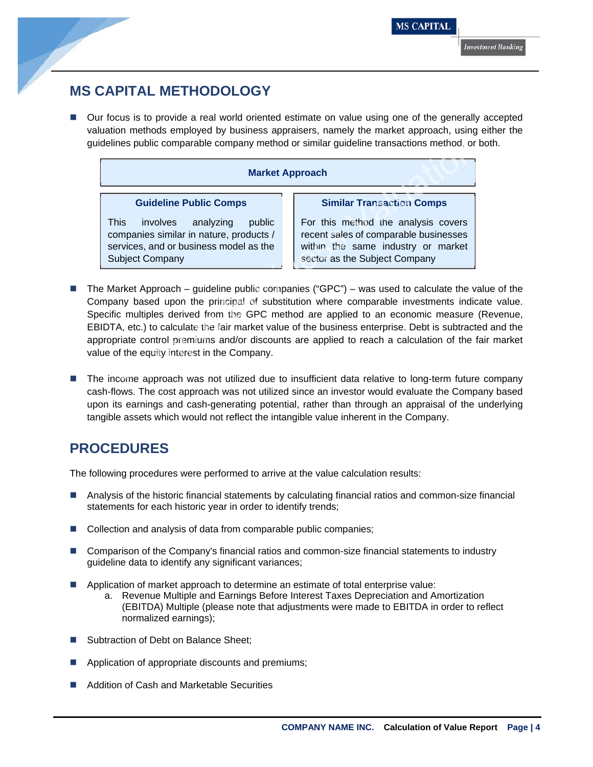## MS CAPITAL METHODOLOGY

- Our focus is to provide a real world oriented estimate on value using one of the generally accepted valuation methods employed by business appraisers, namely the market approach, using either the guidelines public comparable company method or similar guideline transactions method, or both.

| Market Approach | |
|---|---|
| **Guideline Public Comps** | **Similar Transaction Comps** |
| This involves analyzing public companies similar in nature, products / services, and or business model as the Subject Company | For this method the analysis covers recent sales of comparable businesses within the same industry or market sector as the Subject Company |

- The Market Approach – guideline public companies ("GPC") – was used to calculate the value of the Company based upon the principal of substitution where comparable investments indicate value. Specific multiples derived from the GPC method are applied to an economic measure (Revenue, EBIDTA, etc.) to calculate the fair market value of the business enterprise. Debt is subtracted and the appropriate control premiums and/or discounts are applied to reach a calculation of the fair market value of the equity interest in the Company.

- The income approach was not utilized due to insufficient data relative to long-term future company cash-flows. The cost approach was not utilized since an investor would evaluate the Company based upon its earnings and cash-generating potential, rather than through an appraisal of the underlying tangible assets which would not reflect the intangible value inherent in the Company.

## PROCEDURES

The following procedures were performed to arrive at the value calculation results:

- Analysis of the historic financial statements by calculating financial ratios and common-size financial statements for each historic year in order to identify trends;

- Collection and analysis of data from comparable public companies;

- Comparison of the Company's financial ratios and common-size financial statements to industry guideline data to identify any significant variances;

- Application of market approach to determine an estimate of total enterprise value:
  a. Revenue Multiple and Earnings Before Interest Taxes Depreciation and Amortization (EBITDA) Multiple (please note that adjustments were made to EBITDA in order to reflect normalized earnings);

- Subtraction of Debt on Balance Sheet;

- Application of appropriate discounts and premiums;

- Addition of Cash and Marketable Securities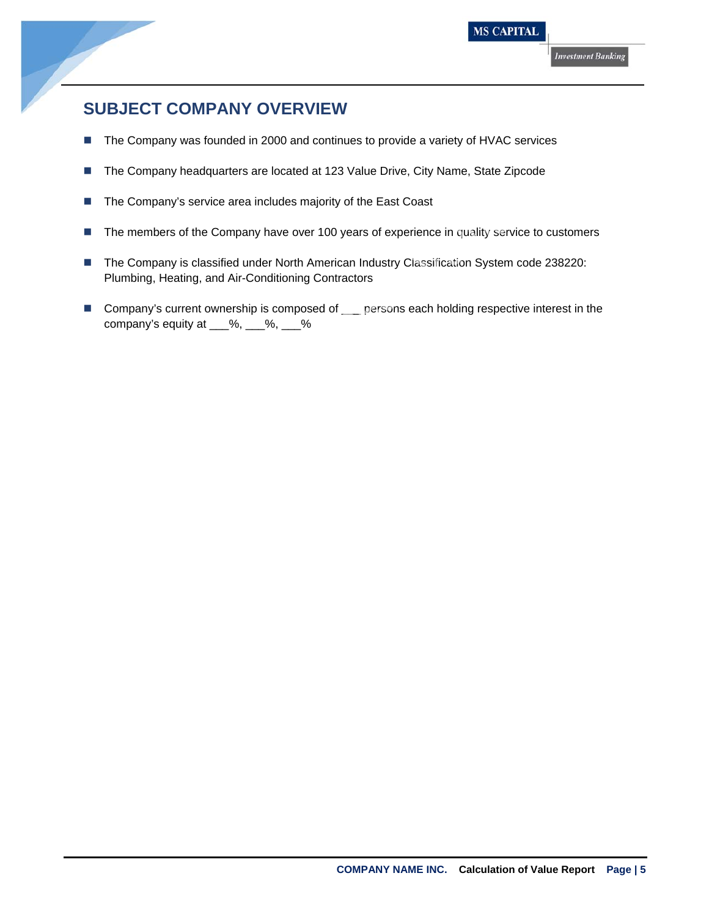## SUBJECT COMPANY OVERVIEW

- The Company was founded in 2000 and continues to provide a variety of HVAC services
- The Company headquarters are located at 123 Value Drive, City Name, State Zipcode
- The Company's service area includes majority of the East Coast
- The members of the Company have over 100 years of experience in quality service to customers
- The Company is classified under North American Industry Classification System code 238220: Plumbing, Heating, and Air-Conditioning Contractors
- Company's current ownership is composed of ___ persons each holding respective interest in the company's equity at ___%, ___%, ___%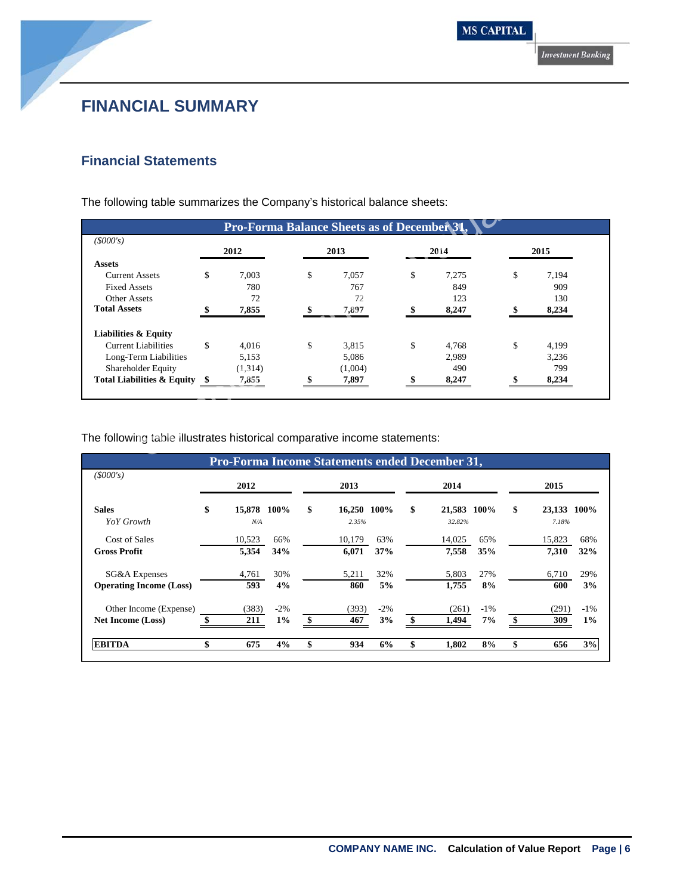# FINANCIAL SUMMARY

## Financial Statements

The following table summarizes the Company's historical balance sheets:

| Pro-Forma Balance Sheets as of December 31, | | | | |
|---|---|---|---|---|
| *($000's)* | 2012 | 2013 | 2014 | 2015 |
| **Assets** | | | | |
| Current Assets | $ 7,003 | $ 7,057 | $ 7,275 | $ 7,194 |
| Fixed Assets | 780 | 767 | 849 | 909 |
| Other Assets | 72 | 72 | 123 | 130 |
| **Total Assets** | **$ 7,855** | **$ 7,897** | **$ 8,247** | **$ 8,234** |
| **Liabilities & Equity** | | | | |
| Current Liabilities | $ 4,016 | $ 3,815 | $ 4,768 | $ 4,199 |
| Long-Term Liabilities | 5,153 | 5,086 | 2,989 | 3,236 |
| Shareholder Equity | (1,314) | (1,004) | 490 | 799 |
| **Total Liabilities & Equity** | **$ 7,855** | **$ 7,897** | **$ 8,247** | **$ 8,234** |

The following table illustrates historical comparative income statements:

| Pro-Forma Income Statements ended December 31, | | | | | | | | |
|---|---|---|---|---|---|---|---|---|
| *($000's)* | 2012 | | 2013 | | 2014 | | 2015 | |
| **Sales** | **$ 15,878** | **100%** | **$ 16,250** | **100%** | **$ 21,583** | **100%** | **$ 23,133** | **100%** |
| *YoY Growth* | *N/A* | | *2.35%* | | *32.82%* | | *7.18%* | |
| Cost of Sales | 10,523 | 66% | 10,179 | 63% | 14,025 | 65% | 15,823 | 68% |
| **Gross Profit** | **5,354** | **34%** | **6,071** | **37%** | **7,558** | **35%** | **7,310** | **32%** |
| SG&A Expenses | 4,761 | 30% | 5,211 | 32% | 5,803 | 27% | 6,710 | 29% |
| **Operating Income (Loss)** | **593** | **4%** | **860** | **5%** | **1,755** | **8%** | **600** | **3%** |
| Other Income (Expense) | (383) | -2% | (393) | -2% | (261) | -1% | (291) | -1% |
| **Net Income (Loss)** | **$ 211** | **1%** | **$ 467** | **3%** | **$ 1,494** | **7%** | **$ 309** | **1%** |
| **EBITDA** | **$ 675** | **4%** | **$ 934** | **6%** | **$ 1,802** | **8%** | **$ 656** | **3%** |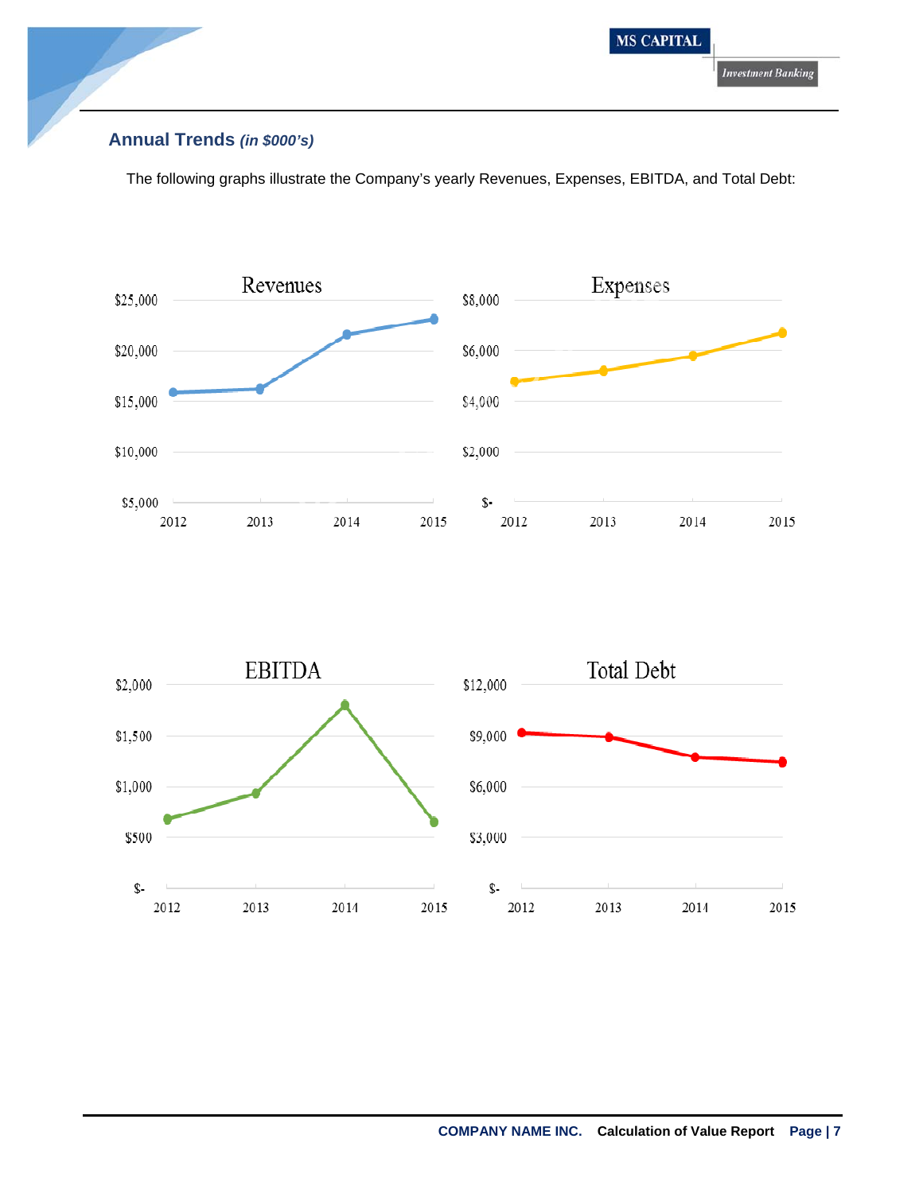## Annual Trends *(in $000's)*

The following graphs illustrate the Company's yearly Revenues, Expenses, EBITDA, and Total Debt: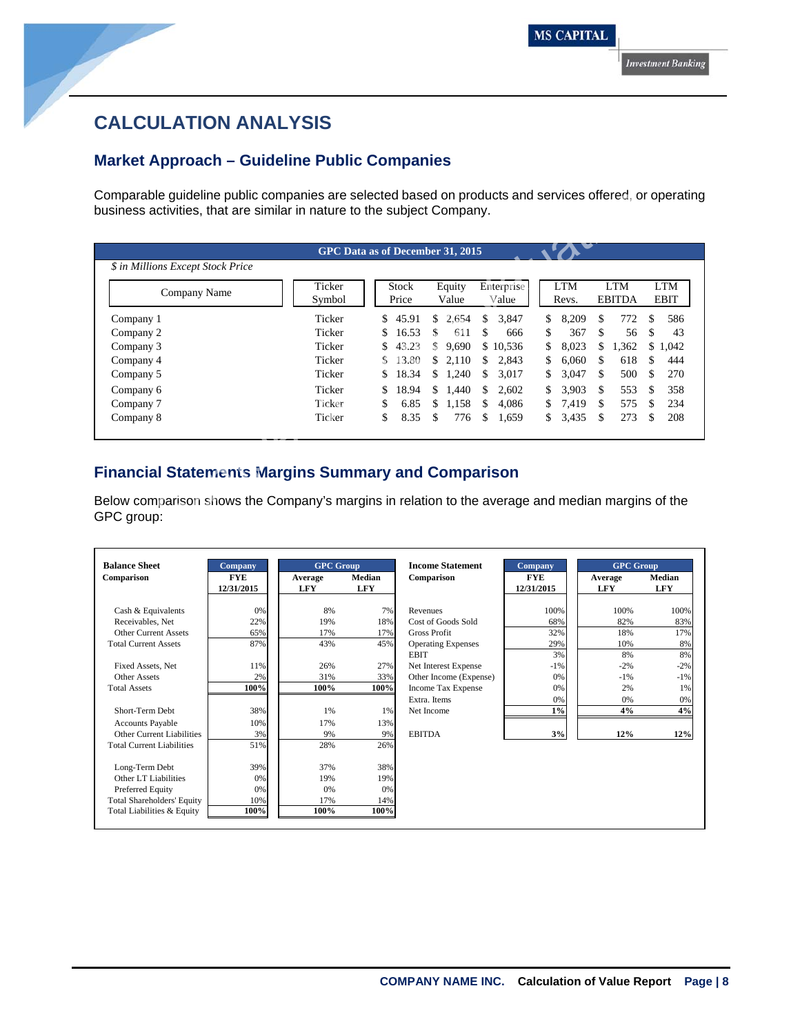# CALCULATION ANALYSIS

## Market Approach – Guideline Public Companies

Comparable guideline public companies are selected based on products and services offered, or operating business activities, that are similar in nature to the subject Company.

**GPC Data as of December 31, 2015**

*$ in Millions Except Stock Price*

| Company Name | Ticker Symbol | Stock Price | Equity Value | Enterprise Value | LTM Revs. | LTM EBITDA | LTM EBIT |
|---|---|---|---|---|---|---|---|
| Company 1 | Ticker | $ 45.91 | $ 2,654 | $ 3,847 | $ 8,209 | $ 772 | $ 586 |
| Company 2 | Ticker | $ 16.53 | $ 611 | $ 666 | $ 367 | $ 56 | $ 43 |
| Company 3 | Ticker | $ 43.23 | $ 9,690 | $ 10,536 | $ 8,023 | $ 1,362 | $ 1,042 |
| Company 4 | Ticker | $ 13.80 | $ 2,110 | $ 2,843 | $ 6,060 | $ 618 | $ 444 |
| Company 5 | Ticker | $ 18.34 | $ 1,240 | $ 3,017 | $ 3,047 | $ 500 | $ 270 |
| Company 6 | Ticker | $ 18.94 | $ 1,440 | $ 2,602 | $ 3,903 | $ 553 | $ 358 |
| Company 7 | Ticker | $ 6.85 | $ 1,158 | $ 4,086 | $ 7,419 | $ 575 | $ 234 |
| Company 8 | Ticker | $ 8.35 | $ 776 | $ 1,659 | $ 3,435 | $ 273 | $ 208 |

## Financial Statements Margins Summary and Comparison

Below comparison shows the Company's margins in relation to the average and median margins of the GPC group:

| Balance Sheet Comparison | Company FYE 12/31/2015 | GPC Group Average LFY | GPC Group Median LFY |
|---|---|---|---|
| Cash & Equivalents | 0% | 8% | 7% |
| Receivables, Net | 22% | 19% | 18% |
| Other Current Assets | 65% | 17% | 17% |
| Total Current Assets | 87% | 43% | 45% |
| Fixed Assets, Net | 11% | 26% | 27% |
| Other Assets | 2% | 31% | 33% |
| **Total Assets** | **100%** | **100%** | **100%** |
| Short-Term Debt | 38% | 1% | 1% |
| Accounts Payable | 10% | 17% | 13% |
| Other Current Liabilities | 3% | 9% | 9% |
| Total Current Liabilities | 51% | 28% | 26% |
| Long-Term Debt | 39% | 37% | 38% |
| Other LT Liabilities | 0% | 19% | 19% |
| Preferred Equity | 0% | 0% | 0% |
| Total Shareholders' Equity | 10% | 17% | 14% |
| **Total Liabilities & Equity** | **100%** | **100%** | **100%** |

| Income Statement Comparison | Company FYE 12/31/2015 | GPC Group Average LFY | GPC Group Median LFY |
|---|---|---|---|
| Revenues | 100% | 100% | 100% |
| Cost of Goods Sold | 68% | 82% | 83% |
| Gross Profit | 32% | 18% | 17% |
| Operating Expenses | 29% | 10% | 8% |
| EBIT | 3% | 8% | 8% |
| Net Interest Expense | -1% | -2% | -2% |
| Other Income (Expense) | 0% | -1% | -1% |
| Income Tax Expense | 0% | 2% | 1% |
| Extra. Items | 0% | 0% | 0% |
| **Net Income** | **1%** | **4%** | **4%** |
| **EBITDA** | **3%** | **12%** | **12%** |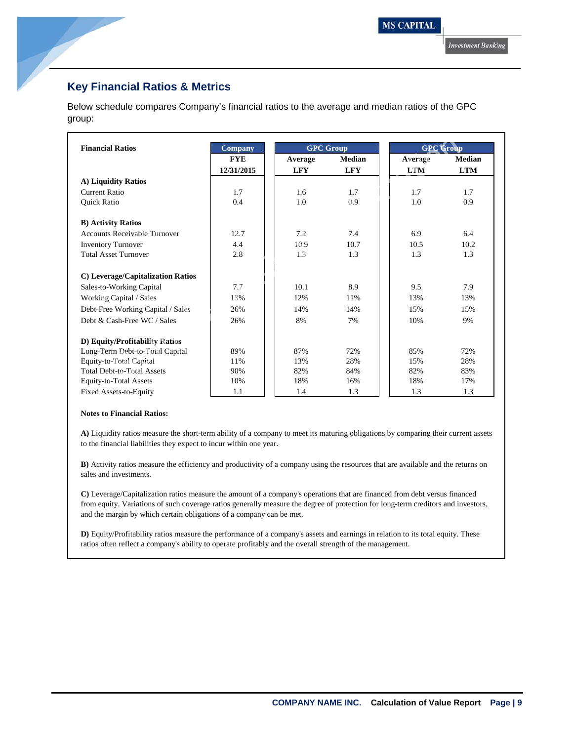## Key Financial Ratios & Metrics

Below schedule compares Company's financial ratios to the average and median ratios of the GPC group:

| Financial Ratios | Company | GPC Group | | GPC Group | |
|---|---|---|---|---|---|
| | FYE | Average | Median | Average | Median |
| | 12/31/2015 | LFY | LFY | LTM | LTM |
| **A) Liquidity Ratios** | | | | | |
| Current Ratio | 1.7 | 1.6 | 1.7 | 1.7 | 1.7 |
| Quick Ratio | 0.4 | 1.0 | 0.9 | 1.0 | 0.9 |
| **B) Activity Ratios** | | | | | |
| Accounts Receivable Turnover | 12.7 | 7.2 | 7.4 | 6.9 | 6.4 |
| Inventory Turnover | 4.4 | 10.9 | 10.7 | 10.5 | 10.2 |
| Total Asset Turnover | 2.8 | 1.3 | 1.3 | 1.3 | 1.3 |
| **C) Leverage/Capitalization Ratios** | | | | | |
| Sales-to-Working Capital | 7.7 | 10.1 | 8.9 | 9.5 | 7.9 |
| Working Capital / Sales | 13% | 12% | 11% | 13% | 13% |
| Debt-Free Working Capital / Sales | 26% | 14% | 14% | 15% | 15% |
| Debt & Cash-Free WC / Sales | 26% | 8% | 7% | 10% | 9% |
| **D) Equity/Profitability Ratios** | | | | | |
| Long-Term Debt-to-Total Capital | 89% | 87% | 72% | 85% | 72% |
| Equity-to-Total Capital | 11% | 13% | 28% | 15% | 28% |
| Total Debt-to-Total Assets | 90% | 82% | 84% | 82% | 83% |
| Equity-to-Total Assets | 10% | 18% | 16% | 18% | 17% |
| Fixed Assets-to-Equity | 1.1 | 1.4 | 1.3 | 1.3 | 1.3 |

**Notes to Financial Ratios:**

**A)** Liquidity ratios measure the short-term ability of a company to meet its maturing obligations by comparing their current assets to the financial liabilities they expect to incur within one year.

**B)** Activity ratios measure the efficiency and productivity of a company using the resources that are available and the returns on sales and investments.

**C)** Leverage/Capitalization ratios measure the amount of a company's operations that are financed from debt versus financed from equity. Variations of such coverage ratios generally measure the degree of protection for long-term creditors and investors, and the margin by which certain obligations of a company can be met.

**D)** Equity/Profitability ratios measure the performance of a company's assets and earnings in relation to its total equity. These ratios often reflect a company's ability to operate profitably and the overall strength of the management.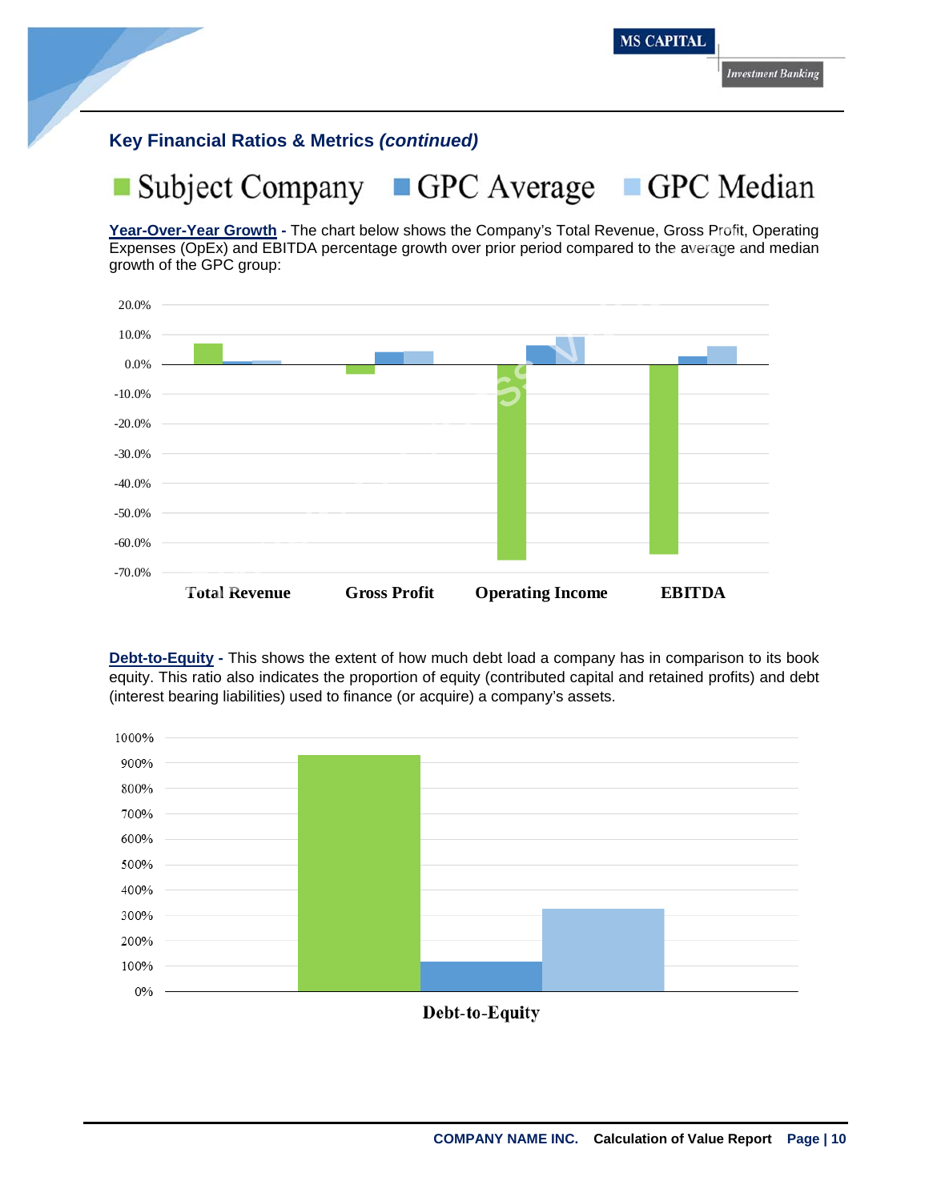## Key Financial Ratios & Metrics *(continued)*

Subject Company | GPC Average | GPC Median

**Year-Over-Year Growth -** The chart below shows the Company's Total Revenue, Gross Profit, Operating Expenses (OpEx) and EBITDA percentage growth over prior period compared to the average and median growth of the GPC group:

20.0%
10.0%
0.0%
-10.0%
-20.0%
-30.0%
-40.0%
-50.0%
-60.0%
-70.0%

Total Revenue | Gross Profit | Operating Income | EBITDA

**Debt-to-Equity -** This shows the extent of how much debt load a company has in comparison to its book equity. This ratio also indicates the proportion of equity (contributed capital and retained profits) and debt (interest bearing liabilities) used to finance (or acquire) a company's assets.

1000%
900%
800%
700%
600%
500%
400%
300%
200%
100%
0%

Debt-to-Equity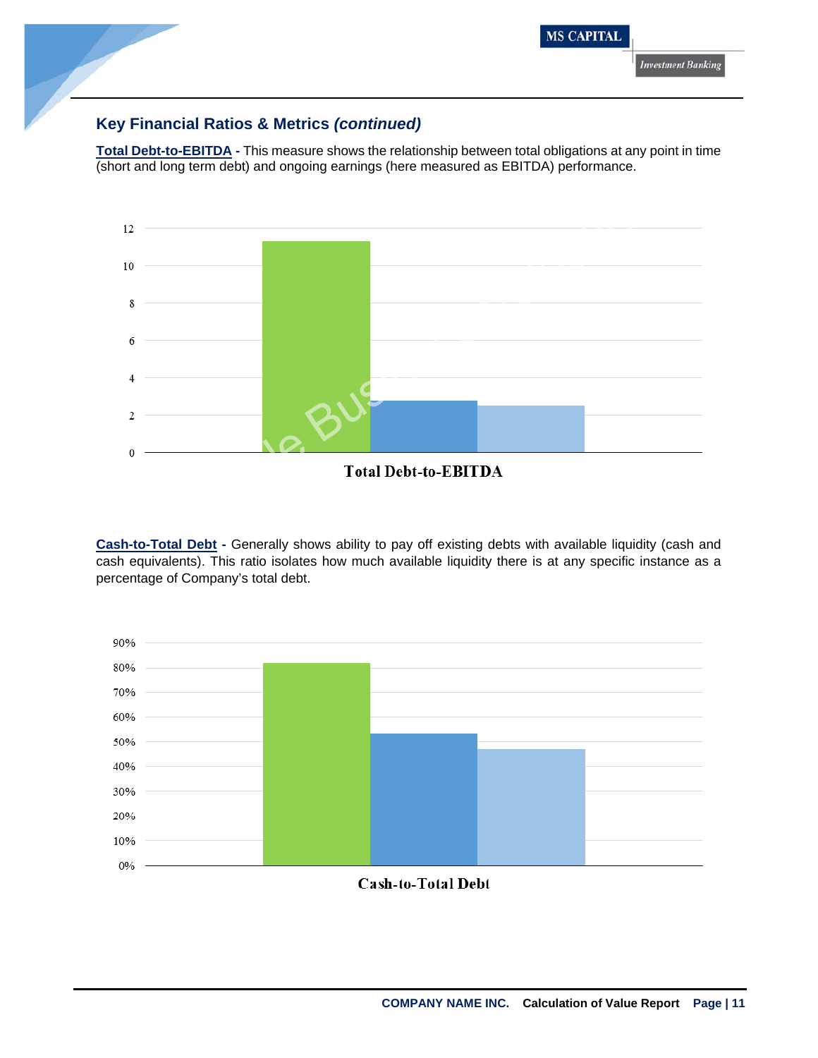## Key Financial Ratios & Metrics *(continued)*

**Total Debt-to-EBITDA** - This measure shows the relationship between total obligations at any point in time (short and long term debt) and ongoing earnings (here measured as EBITDA) performance.

**Cash-to-Total Debt** - Generally shows ability to pay off existing debts with available liquidity (cash and cash equivalents). This ratio isolates how much available liquidity there is at any specific instance as a percentage of Company's total debt.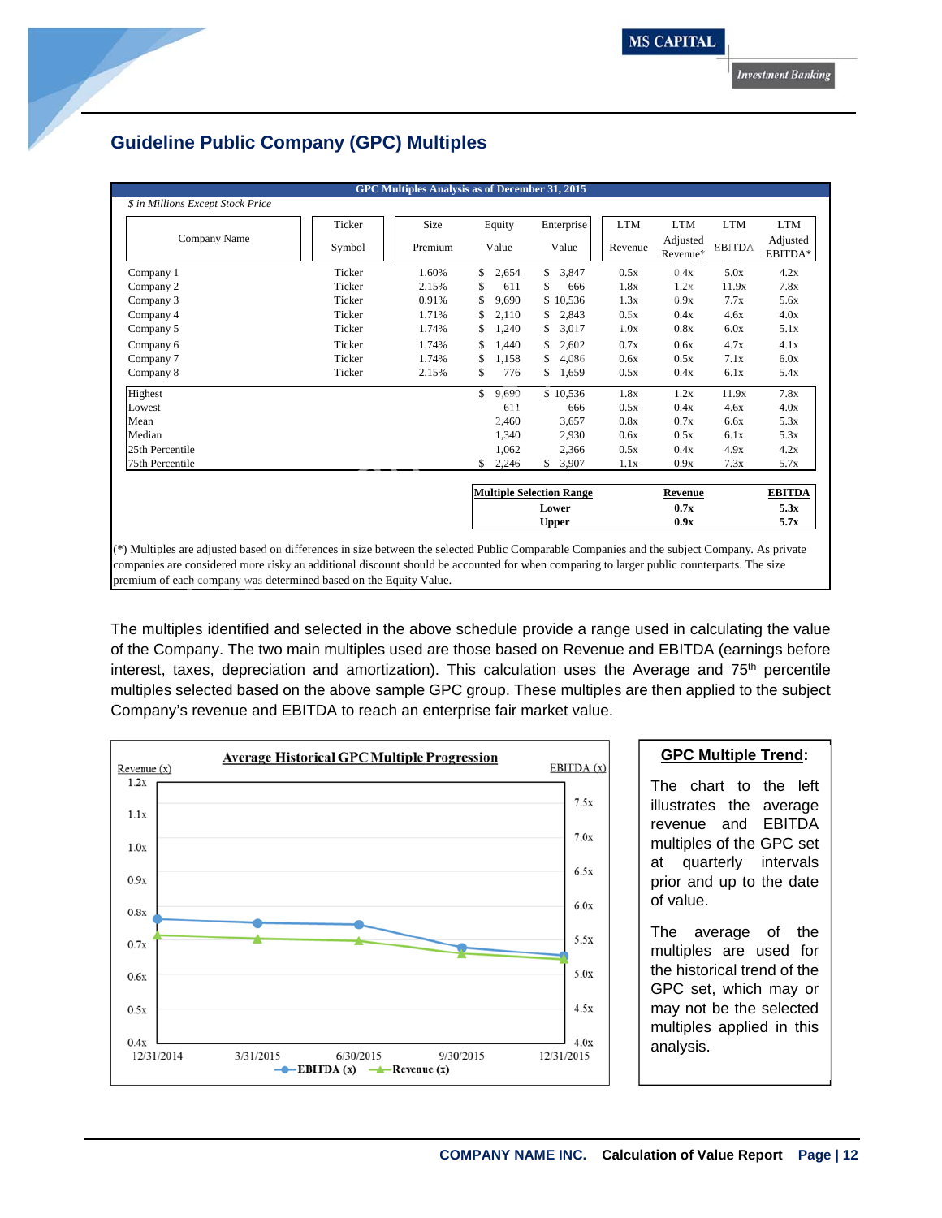## Guideline Public Company (GPC) Multiples

**GPC Multiples Analysis as of December 31, 2015**

*$ in Millions Except Stock Price*

| Company Name | Ticker Symbol | Size Premium | Equity Value | Enterprise Value | LTM Revenue | LTM Adjusted Revenue* | LTM EBITDA | LTM Adjusted EBITDA* |
|---|---|---|---|---|---|---|---|---|
| Company 1 | Ticker | 1.60% | $ 2,654 | $ 3,847 | 0.5x | 0.4x | 5.0x | 4.2x |
| Company 2 | Ticker | 2.15% | $ 611 | $ 666 | 1.8x | 1.2x | 11.9x | 7.8x |
| Company 3 | Ticker | 0.91% | $ 9,690 | $ 10,536 | 1.3x | 0.9x | 7.7x | 5.6x |
| Company 4 | Ticker | 1.71% | $ 2,110 | $ 2,843 | 0.5x | 0.4x | 4.6x | 4.0x |
| Company 5 | Ticker | 1.74% | $ 1,240 | $ 3,017 | 1.0x | 0.8x | 6.0x | 5.1x |
| Company 6 | Ticker | 1.74% | $ 1,440 | $ 2,602 | 0.7x | 0.6x | 4.7x | 4.1x |
| Company 7 | Ticker | 1.74% | $ 1,158 | $ 4,086 | 0.6x | 0.5x | 7.1x | 6.0x |
| Company 8 | Ticker | 2.15% | $ 776 | $ 1,659 | 0.5x | 0.4x | 6.1x | 5.4x |
| Highest | | | $ 9,690 | $ 10,536 | 1.8x | 1.2x | 11.9x | 7.8x |
| Lowest | | | 611 | 666 | 0.5x | 0.4x | 4.6x | 4.0x |
| Mean | | | 2,460 | 3,657 | 0.8x | 0.7x | 6.6x | 5.3x |
| Median | | | 1,340 | 2,930 | 0.6x | 0.5x | 6.1x | 5.3x |
| 25th Percentile | | | 1,062 | 2,366 | 0.5x | 0.4x | 4.9x | 4.2x |
| 75th Percentile | | | $ 2,246 | $ 3,907 | 1.1x | 0.9x | 7.3x | 5.7x |

| Multiple Selection Range | Revenue | EBITDA |
|---|---|---|
| **Lower** | **0.7x** | **5.3x** |
| **Upper** | **0.9x** | **5.7x** |

(*) Multiples are adjusted based on differences in size between the selected Public Comparable Companies and the subject Company. As private companies are considered more risky an additional discount should be accounted for when comparing to larger public counterparts. The size premium of each company was determined based on the Equity Value.

The multiples identified and selected in the above schedule provide a range used in calculating the value of the Company. The two main multiples used are those based on Revenue and EBITDA (earnings before interest, taxes, depreciation and amortization). This calculation uses the Average and 75th percentile multiples selected based on the above sample GPC group. These multiples are then applied to the subject Company's revenue and EBITDA to reach an enterprise fair market value.

**Average Historical GPC Multiple Progression**

| Date | EBITDA (x) | Revenue (x) |
|---|---|---|
| 12/31/2014 | ~5.8x | ~0.73x |
| 3/31/2015 | ~5.7x | ~0.72x |
| 6/30/2015 | ~5.7x | ~0.72x |
| 9/30/2015 | ~5.35x | ~0.69x |
| 12/31/2015 | ~5.25x | ~0.68x |

**GPC Multiple Trend:**

The chart to the left illustrates the average revenue and EBITDA multiples of the GPC set at quarterly intervals prior and up to the date of value.

The average of the multiples are used for the historical trend of the GPC set, which may or may not be the selected multiples applied in this analysis.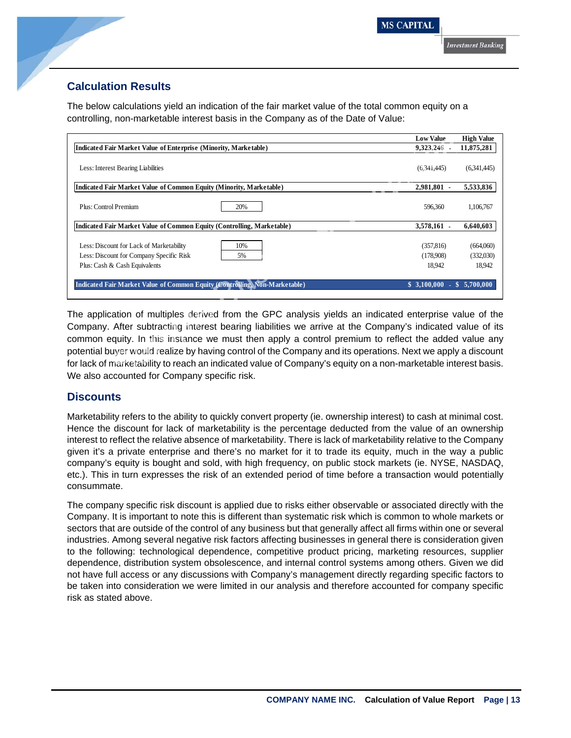## Calculation Results

The below calculations yield an indication of the fair market value of the total common equity on a controlling, non-marketable interest basis in the Company as of the Date of Value:

| | | Low Value | | High Value |
|---|---|---|---|---|
| **Indicated Fair Market Value of Enterprise (Minority, Marketable)** | | **9,323,246** | - | **11,875,281** |
| Less: Interest Bearing Liabilities | | (6,341,445) | | (6,341,445) |
| **Indicated Fair Market Value of Common Equity (Minority, Marketable)** | | **2,981,801** | - | **5,533,836** |
| Plus: Control Premium | 20% | 596,360 | | 1,106,767 |
| **Indicated Fair Market Value of Common Equity (Controlling, Marketable)** | | **3,578,161** | - | **6,640,603** |
| Less: Discount for Lack of Marketability | 10% | (357,816) | | (664,060) |
| Less: Discount for Company Specific Risk | 5% | (178,908) | | (332,030) |
| Plus: Cash & Cash Equivalents | | 18,942 | | 18,942 |
| **Indicated Fair Market Value of Common Equity (Controlling, Non-Marketable)** | | **$ 3,100,000** | - | **$ 5,700,000** |

The application of multiples derived from the GPC analysis yields an indicated enterprise value of the Company. After subtracting interest bearing liabilities we arrive at the Company's indicated value of its common equity. In this instance we must then apply a control premium to reflect the added value any potential buyer would realize by having control of the Company and its operations. Next we apply a discount for lack of marketability to reach an indicated value of Company's equity on a non-marketable interest basis. We also accounted for Company specific risk.

## Discounts

Marketability refers to the ability to quickly convert property (ie. ownership interest) to cash at minimal cost. Hence the discount for lack of marketability is the percentage deducted from the value of an ownership interest to reflect the relative absence of marketability. There is lack of marketability relative to the Company given it's a private enterprise and there's no market for it to trade its equity, much in the way a public company's equity is bought and sold, with high frequency, on public stock markets (ie. NYSE, NASDAQ, etc.). This in turn expresses the risk of an extended period of time before a transaction would potentially consummate.

The company specific risk discount is applied due to risks either observable or associated directly with the Company. It is important to note this is different than systematic risk which is common to whole markets or sectors that are outside of the control of any business but that generally affect all firms within one or several industries. Among several negative risk factors affecting businesses in general there is consideration given to the following: technological dependence, competitive product pricing, marketing resources, supplier dependence, distribution system obsolescence, and internal control systems among others. Given we did not have full access or any discussions with Company's management directly regarding specific factors to be taken into consideration we were limited in our analysis and therefore accounted for company specific risk as stated above.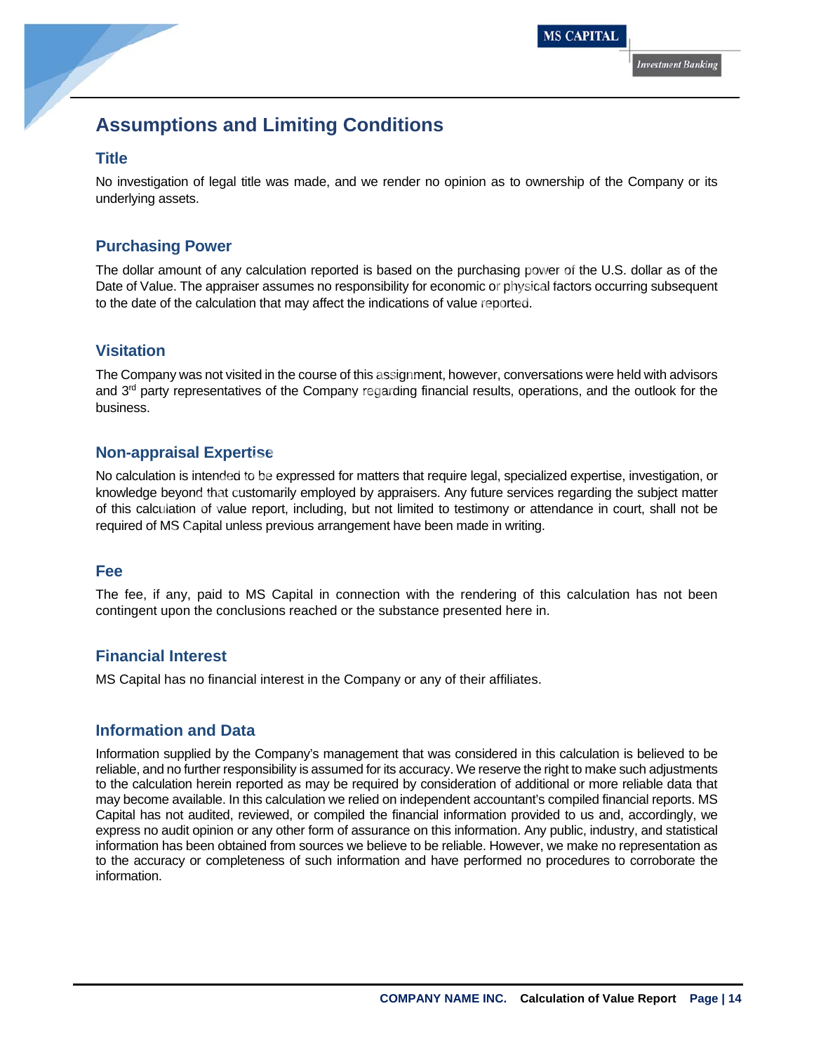# Assumptions and Limiting Conditions

## Title

No investigation of legal title was made, and we render no opinion as to ownership of the Company or its underlying assets.

## Purchasing Power

The dollar amount of any calculation reported is based on the purchasing power of the U.S. dollar as of the Date of Value. The appraiser assumes no responsibility for economic or physical factors occurring subsequent to the date of the calculation that may affect the indications of value reported.

## Visitation

The Company was not visited in the course of this assignment, however, conversations were held with advisors and 3rd party representatives of the Company regarding financial results, operations, and the outlook for the business.

## Non-appraisal Expertise

No calculation is intended to be expressed for matters that require legal, specialized expertise, investigation, or knowledge beyond that customarily employed by appraisers. Any future services regarding the subject matter of this calculation of value report, including, but not limited to testimony or attendance in court, shall not be required of MS Capital unless previous arrangement have been made in writing.

## Fee

The fee, if any, paid to MS Capital in connection with the rendering of this calculation has not been contingent upon the conclusions reached or the substance presented here in.

## Financial Interest

MS Capital has no financial interest in the Company or any of their affiliates.

## Information and Data

Information supplied by the Company's management that was considered in this calculation is believed to be reliable, and no further responsibility is assumed for its accuracy. We reserve the right to make such adjustments to the calculation herein reported as may be required by consideration of additional or more reliable data that may become available. In this calculation we relied on independent accountant's compiled financial reports. MS Capital has not audited, reviewed, or compiled the financial information provided to us and, accordingly, we express no audit opinion or any other form of assurance on this information. Any public, industry, and statistical information has been obtained from sources we believe to be reliable. However, we make no representation as to the accuracy or completeness of such information and have performed no procedures to corroborate the information.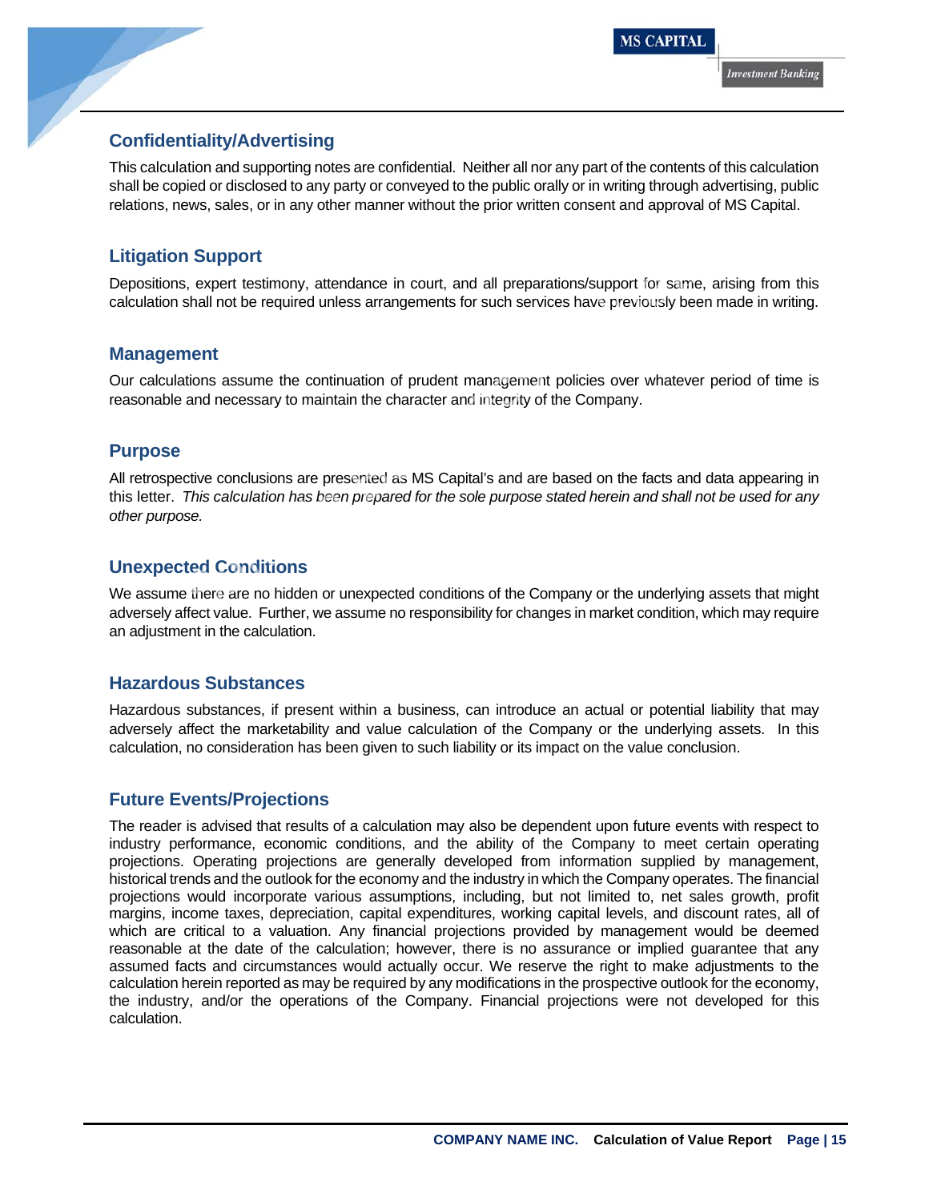## Confidentiality/Advertising

This calculation and supporting notes are confidential. Neither all nor any part of the contents of this calculation shall be copied or disclosed to any party or conveyed to the public orally or in writing through advertising, public relations, news, sales, or in any other manner without the prior written consent and approval of MS Capital.

## Litigation Support

Depositions, expert testimony, attendance in court, and all preparations/support for same, arising from this calculation shall not be required unless arrangements for such services have previously been made in writing.

## Management

Our calculations assume the continuation of prudent management policies over whatever period of time is reasonable and necessary to maintain the character and integrity of the Company.

## Purpose

All retrospective conclusions are presented as MS Capital's and are based on the facts and data appearing in this letter. *This calculation has been prepared for the sole purpose stated herein and shall not be used for any other purpose.*

## Unexpected Conditions

We assume there are no hidden or unexpected conditions of the Company or the underlying assets that might adversely affect value. Further, we assume no responsibility for changes in market condition, which may require an adjustment in the calculation.

## Hazardous Substances

Hazardous substances, if present within a business, can introduce an actual or potential liability that may adversely affect the marketability and value calculation of the Company or the underlying assets. In this calculation, no consideration has been given to such liability or its impact on the value conclusion.

## Future Events/Projections

The reader is advised that results of a calculation may also be dependent upon future events with respect to industry performance, economic conditions, and the ability of the Company to meet certain operating projections. Operating projections are generally developed from information supplied by management, historical trends and the outlook for the economy and the industry in which the Company operates. The financial projections would incorporate various assumptions, including, but not limited to, net sales growth, profit margins, income taxes, depreciation, capital expenditures, working capital levels, and discount rates, all of which are critical to a valuation. Any financial projections provided by management would be deemed reasonable at the date of the calculation; however, there is no assurance or implied guarantee that any assumed facts and circumstances would actually occur. We reserve the right to make adjustments to the calculation herein reported as may be required by any modifications in the prospective outlook for the economy, the industry, and/or the operations of the Company. Financial projections were not developed for this calculation.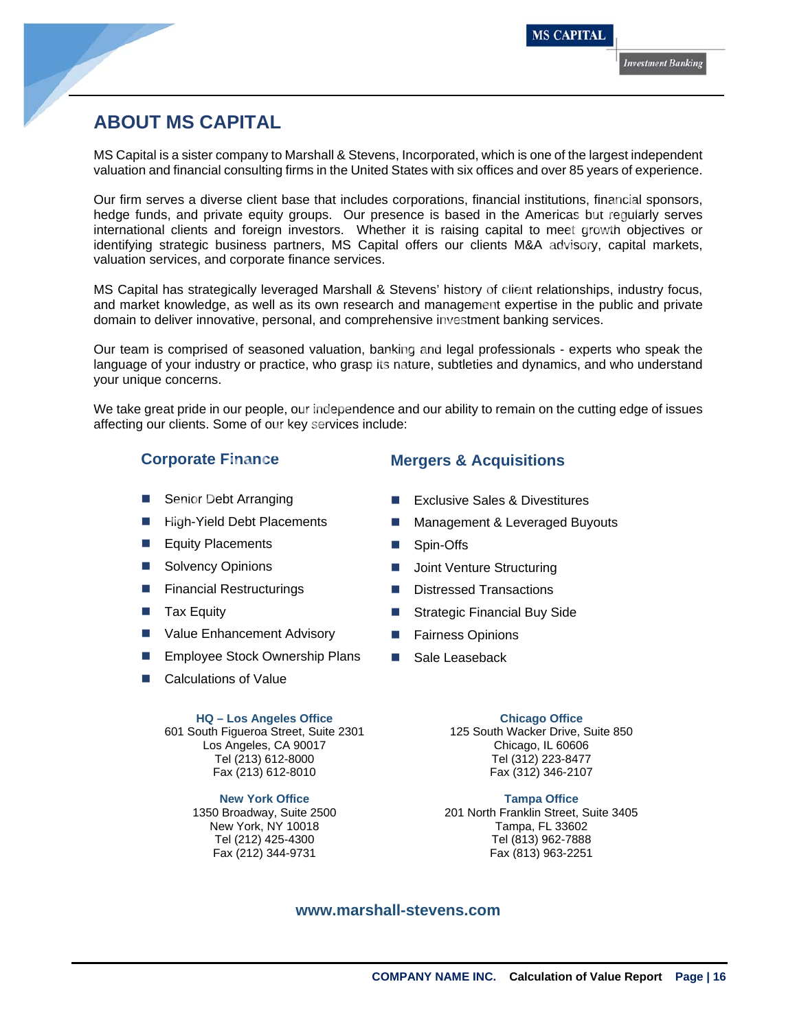## ABOUT MS CAPITAL

MS Capital is a sister company to Marshall & Stevens, Incorporated, which is one of the largest independent valuation and financial consulting firms in the United States with six offices and over 85 years of experience.

Our firm serves a diverse client base that includes corporations, financial institutions, financial sponsors, hedge funds, and private equity groups. Our presence is based in the Americas but regularly serves international clients and foreign investors. Whether it is raising capital to meet growth objectives or identifying strategic business partners, MS Capital offers our clients M&A advisory, capital markets, valuation services, and corporate finance services.

MS Capital has strategically leveraged Marshall & Stevens' history of client relationships, industry focus, and market knowledge, as well as its own research and management expertise in the public and private domain to deliver innovative, personal, and comprehensive investment banking services.

Our team is comprised of seasoned valuation, banking and legal professionals - experts who speak the language of your industry or practice, who grasp its nature, subtleties and dynamics, and who understand your unique concerns.

We take great pride in our people, our independence and our ability to remain on the cutting edge of issues affecting our clients. Some of our key services include:

### Corporate Finance

- Senior Debt Arranging
- High-Yield Debt Placements
- Equity Placements
- Solvency Opinions
- Financial Restructurings
- Tax Equity
- Value Enhancement Advisory
- Employee Stock Ownership Plans
- Calculations of Value

### Mergers & Acquisitions

- Exclusive Sales & Divestitures
- Management & Leveraged Buyouts
- Spin-Offs
- Joint Venture Structuring
- Distressed Transactions
- Strategic Financial Buy Side
- Fairness Opinions
- Sale Leaseback

**HQ – Los Angeles Office**
601 South Figueroa Street, Suite 2301
Los Angeles, CA 90017
Tel (213) 612-8000
Fax (213) 612-8010

**Chicago Office**
125 South Wacker Drive, Suite 850
Chicago, IL 60606
Tel (312) 223-8477
Fax (312) 346-2107

**New York Office**
1350 Broadway, Suite 2500
New York, NY 10018
Tel (212) 425-4300
Fax (212) 344-9731

**Tampa Office**
201 North Franklin Street, Suite 3405
Tampa, FL 33602
Tel (813) 962-7888
Fax (813) 963-2251

**www.marshall-stevens.com**